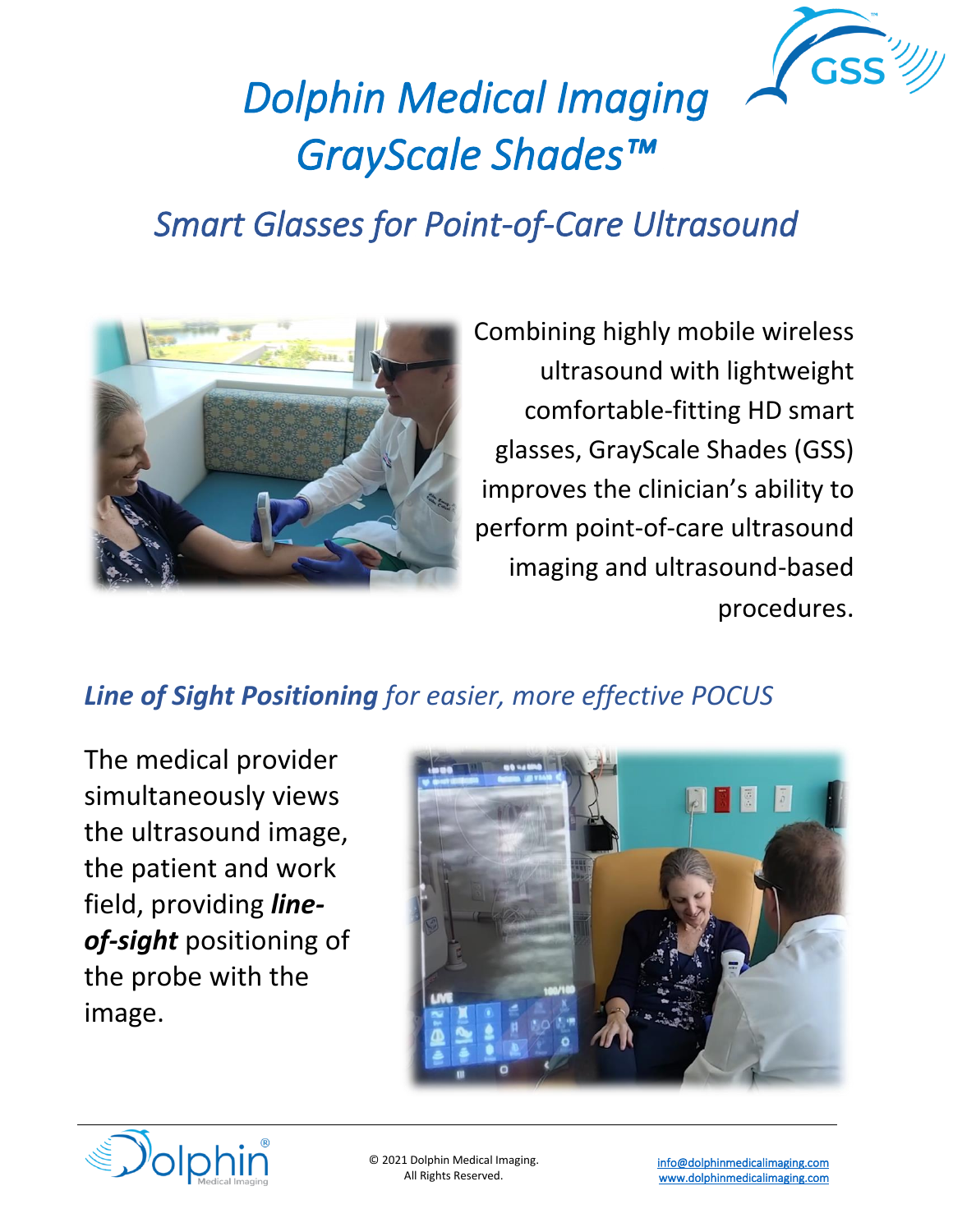# *Dolphin Medical Imaging GrayScale Shades™*

## *Smart Glasses for Point-of-Care Ultrasound*

Combining highly mobile wireless ultrasound with lightweight comfortable-fitting HD smart glasses, GrayScale Shades (GSS) improves the clinician's ability to perform point-of-care ultrasound imaging and ultrasound-based procedures.

### ***Line of Sight Positioning*** *for easier, more effective POCUS*

The medical provider simultaneously views the ultrasound image, the patient and work field, providing ***line-of-sight*** positioning of the probe with the image.

© 2021 Dolphin Medical Imaging.
All Rights Reserved.

info@dolphinmedicalimaging.com
www.dolphinmedicalimaging.com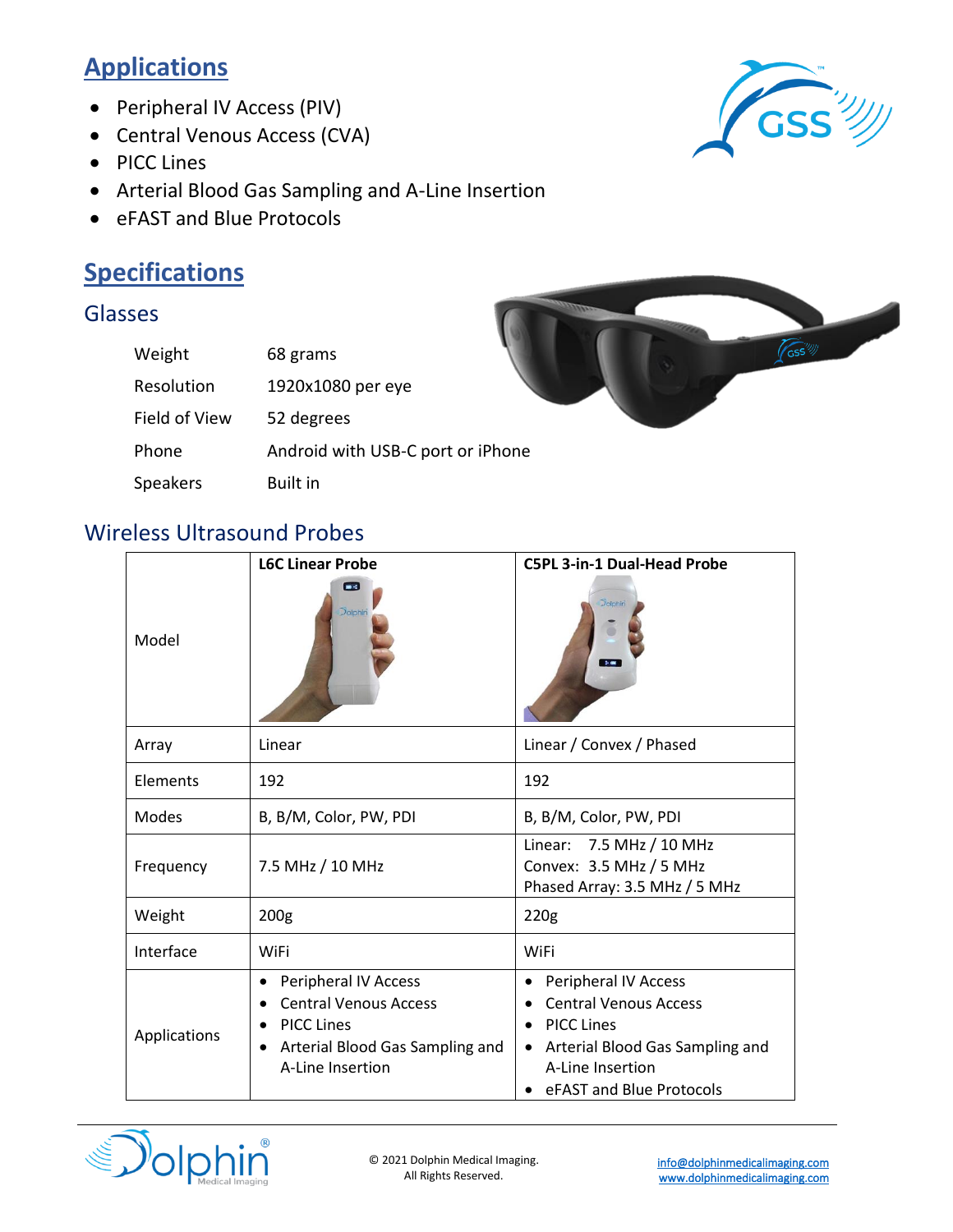## Applications

- Peripheral IV Access (PIV)
- Central Venous Access (CVA)
- PICC Lines
- Arterial Blood Gas Sampling and A-Line Insertion
- eFAST and Blue Protocols

## Specifications

### Glasses

| | |
|---|---|
| Weight | 68 grams |
| Resolution | 1920x1080 per eye |
| Field of View | 52 degrees |
| Phone | Android with USB-C port or iPhone |
| Speakers | Built in |

### Wireless Ultrasound Probes

| Model | **L6C Linear Probe** | **C5PL 3-in-1 Dual-Head Probe** |
|---|---|---|
| Array | Linear | Linear / Convex / Phased |
| Elements | 192 | 192 |
| Modes | B, B/M, Color, PW, PDI | B, B/M, Color, PW, PDI |
| Frequency | 7.5 MHz / 10 MHz | Linear: 7.5 MHz / 10 MHz<br>Convex: 3.5 MHz / 5 MHz<br>Phased Array: 3.5 MHz / 5 MHz |
| Weight | 200g | 220g |
| Interface | WiFi | WiFi |
| Applications | • Peripheral IV Access<br>• Central Venous Access<br>• PICC Lines<br>• Arterial Blood Gas Sampling and A-Line Insertion | • Peripheral IV Access<br>• Central Venous Access<br>• PICC Lines<br>• Arterial Blood Gas Sampling and A-Line Insertion<br>• eFAST and Blue Protocols |

© 2021 Dolphin Medical Imaging.
All Rights Reserved.

info@dolphinmedicalimaging.com
www.dolphinmedicalimaging.com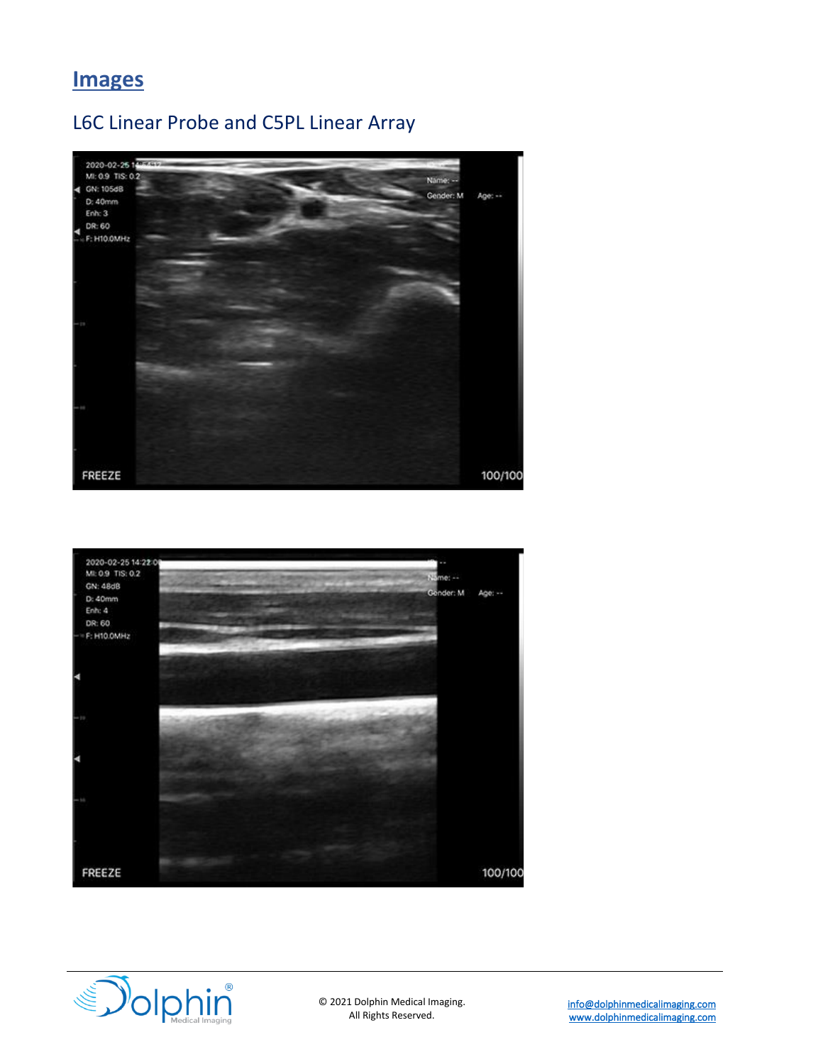# Images

## L6C Linear Probe and C5PL Linear Array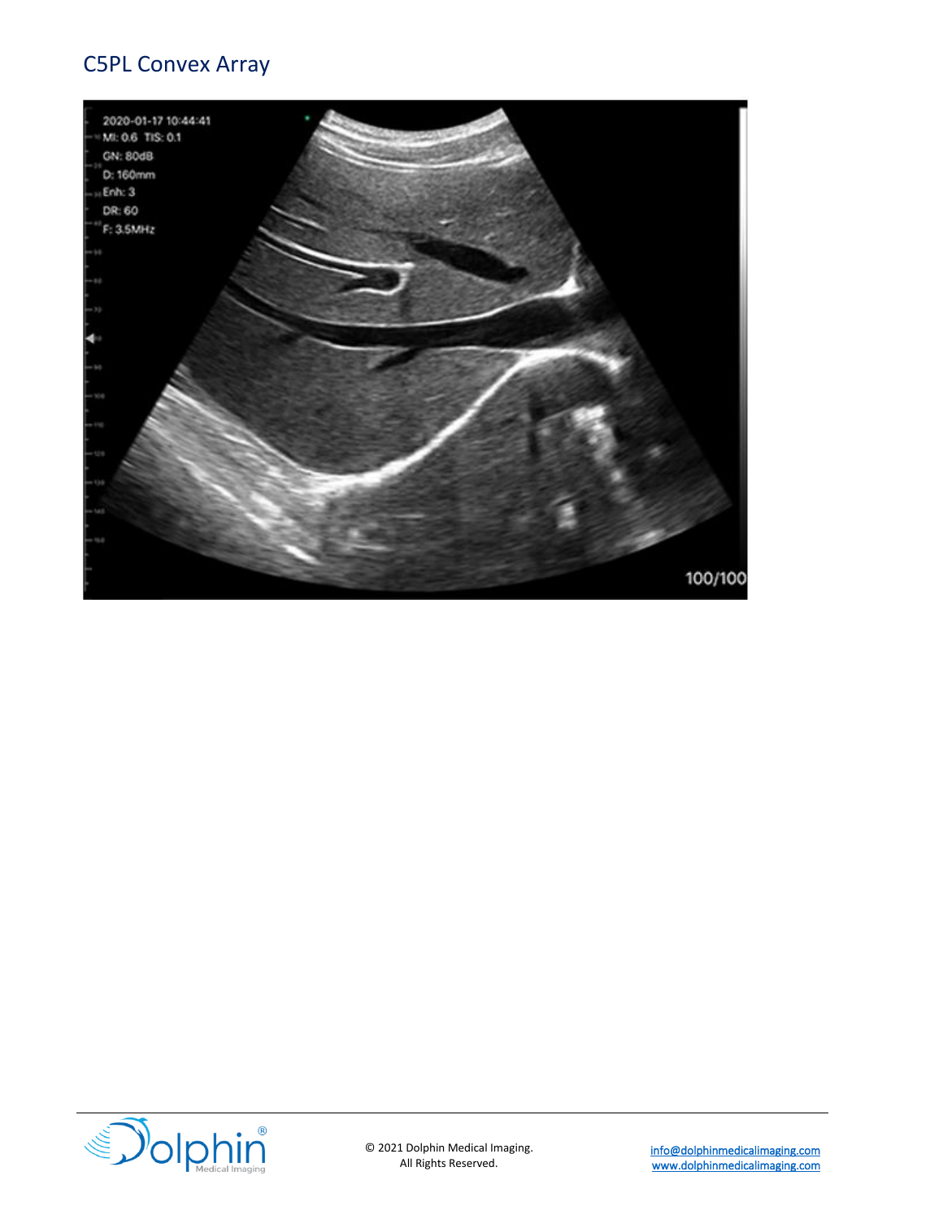## C5PL Convex Array